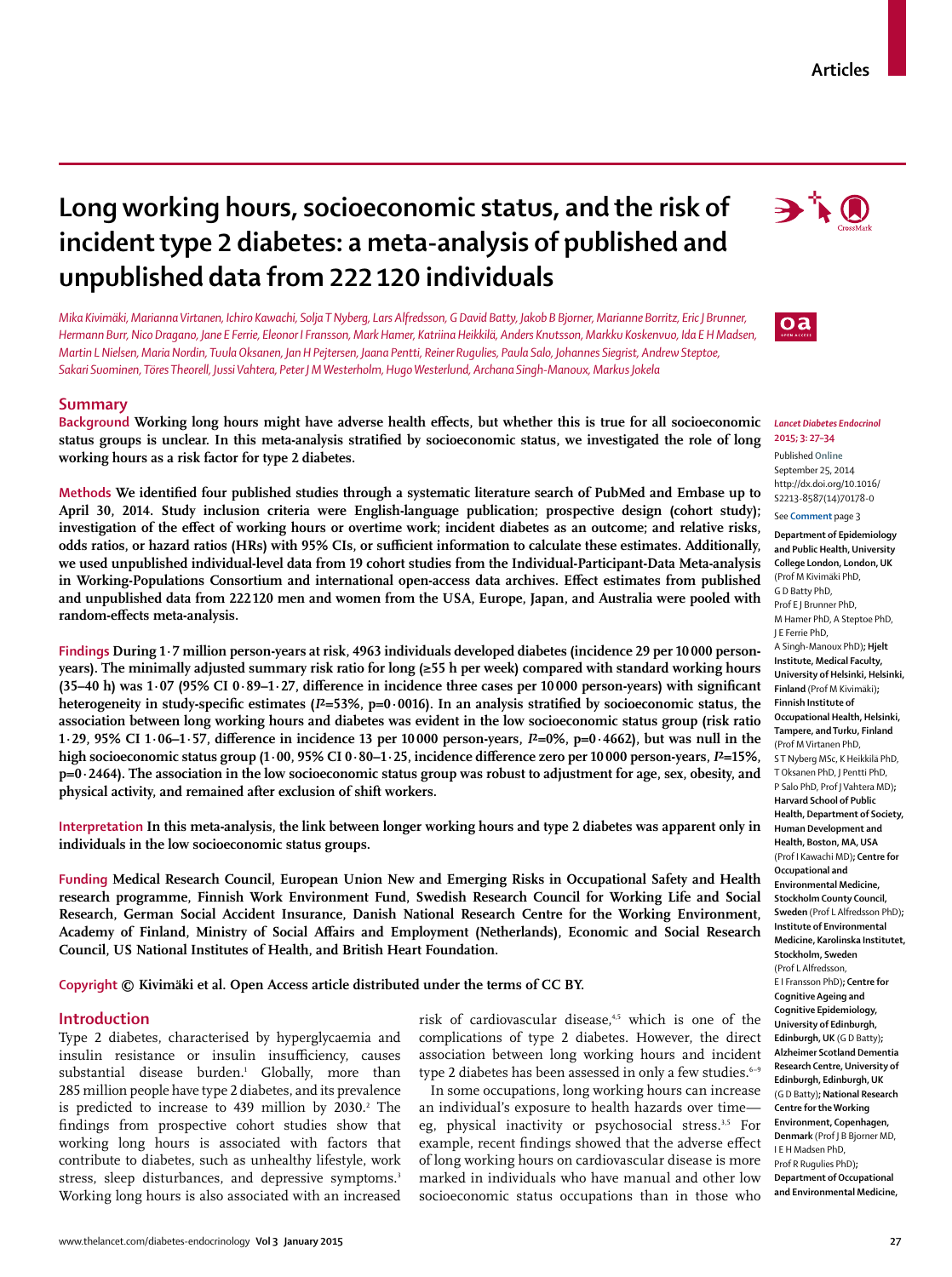Articles

# Long working hours, socioeconomic status, and the risk of incident type 2 diabetes: a meta-analysis of published and unpublished data from 222 120 individuals

*Mika Kivimäki, Marianna Virtanen, Ichiro Kawachi, Solja T Nyberg, Lars Alfredsson, G David Batty, Jakob B Bjorner, Marianne Borritz, Eric J Brunner, Hermann Burr, Nico Dragano, Jane E Ferrie, Eleonor I Fransson, Mark Hamer, Katriina Heikkilä, Anders Knutsson, Markku Koskenvuo, Ida E H Madsen, Martin L Nielsen, Maria Nordin, Tuula Oksanen, Jan H Pejtersen, Jaana Pentti, Reiner Rugulies, Paula Salo, Johannes Siegrist, Andrew Steptoe, Sakari Suominen, Töres Theorell, Jussi Vahtera, Peter J M Westerholm, Hugo Westerlund, Archana Singh-Manoux, Markus Jokela*

## Summary

**Background** Working long hours might have adverse health effects, but whether this is true for all socioeconomic status groups is unclear. In this meta-analysis stratified by socioeconomic status, we investigated the role of long working hours as a risk factor for type 2 diabetes.

**Methods** We identified four published studies through a systematic literature search of PubMed and Embase up to April 30, 2014. Study inclusion criteria were English-language publication; prospective design (cohort study); investigation of the effect of working hours or overtime work; incident diabetes as an outcome; and relative risks, odds ratios, or hazard ratios (HRs) with 95% CIs, or sufficient information to calculate these estimates. Additionally, we used unpublished individual-level data from 19 cohort studies from the Individual-Participant-Data Meta-analysis in Working-Populations Consortium and international open-access data archives. Effect estimates from published and unpublished data from 222 120 men and women from the USA, Europe, Japan, and Australia were pooled with random-effects meta-analysis.

**Findings** During 1·7 million person-years at risk, 4963 individuals developed diabetes (incidence 29 per 10 000 person-years). The minimally adjusted summary risk ratio for long (≥55 h per week) compared with standard working hours (35–40 h) was 1·07 (95% CI 0·89–1·27, difference in incidence three cases per 10 000 person-years) with significant heterogeneity in study-specific estimates ($I^2$=53%, p=0·0016). In an analysis stratified by socioeconomic status, the association between long working hours and diabetes was evident in the low socioeconomic status group (risk ratio 1·29, 95% CI 1·06–1·57, difference in incidence 13 per 10 000 person-years, $I^2$=0%, p=0·4662), but was null in the high socioeconomic status group (1·00, 95% CI 0·80–1·25, incidence difference zero per 10 000 person-years, $I^2$=15%, p=0·2464). The association in the low socioeconomic status group was robust to adjustment for age, sex, obesity, and physical activity, and remained after exclusion of shift workers.

**Interpretation** In this meta-analysis, the link between longer working hours and type 2 diabetes was apparent only in individuals in the low socioeconomic status groups.

**Funding** Medical Research Council, European Union New and Emerging Risks in Occupational Safety and Health research programme, Finnish Work Environment Fund, Swedish Research Council for Working Life and Social Research, German Social Accident Insurance, Danish National Research Centre for the Working Environment, Academy of Finland, Ministry of Social Affairs and Employment (Netherlands), Economic and Social Research Council, US National Institutes of Health, and British Heart Foundation.

**Copyright** © Kivimäki et al. Open Access article distributed under the terms of CC BY.

*Lancet Diabetes Endocrinol* **2015; 3: 27–34**

Published Online September 25, 2014 http://dx.doi.org/10.1016/S2213-8587(14)70178-0

See **Comment** page 3

**Department of Epidemiology and Public Health, University College London, London, UK** (Prof M Kivimäki PhD, G D Batty PhD, Prof E J Brunner PhD, M Hamer PhD, A Steptoe PhD, J E Ferrie PhD, A Singh-Manoux PhD); **Hjelt Institute, Medical Faculty, University of Helsinki, Helsinki, Finland** (Prof M Kivimäki); **Finnish Institute of Occupational Health, Helsinki, Tampere, and Turku, Finland** (Prof M Virtanen PhD, S T Nyberg MSc, K Heikkilä PhD, T Oksanen PhD, J Pentti PhD, P Salo PhD, Prof J Vahtera MD); **Harvard School of Public Health, Department of Society, Human Development and Health, Boston, MA, USA** (Prof I Kawachi MD); **Centre for Occupational and Environmental Medicine, Stockholm County Council, Sweden** (Prof L Alfredsson PhD); **Institute of Environmental Medicine, Karolinska Institutet, Stockholm, Sweden** (Prof L Alfredsson, E I Fransson PhD); **Centre for Cognitive Ageing and Cognitive Epidemiology, University of Edinburgh, Edinburgh, UK** (G D Batty); **Alzheimer Scotland Dementia Research Centre, University of Edinburgh, Edinburgh, UK** (G D Batty); **National Research Centre for the Working Environment, Copenhagen, Denmark** (Prof J B Bjorner MD, I E H Madsen PhD, Prof R Rugulies PhD); **Department of Occupational and Environmental Medicine,**

## Introduction

Type 2 diabetes, characterised by hyperglycaemia and insulin resistance or insulin insufficiency, causes substantial disease burden.[1] Globally, more than 285 million people have type 2 diabetes, and its prevalence is predicted to increase to 439 million by 2030.[2] The findings from prospective cohort studies show that working long hours is associated with factors that contribute to diabetes, such as unhealthy lifestyle, work stress, sleep disturbances, and depressive symptoms.[3] Working long hours is also associated with an increased risk of cardiovascular disease,[4,5] which is one of the complications of type 2 diabetes. However, the direct association between long working hours and incident type 2 diabetes has been assessed in only a few studies.[6–9]

In some occupations, long working hours can increase an individual's exposure to health hazards over time—eg, physical inactivity or psychosocial stress.[3,5] For example, recent findings showed that the adverse effect of long working hours on cardiovascular disease is more marked in individuals who have manual and other low socioeconomic status occupations than in those who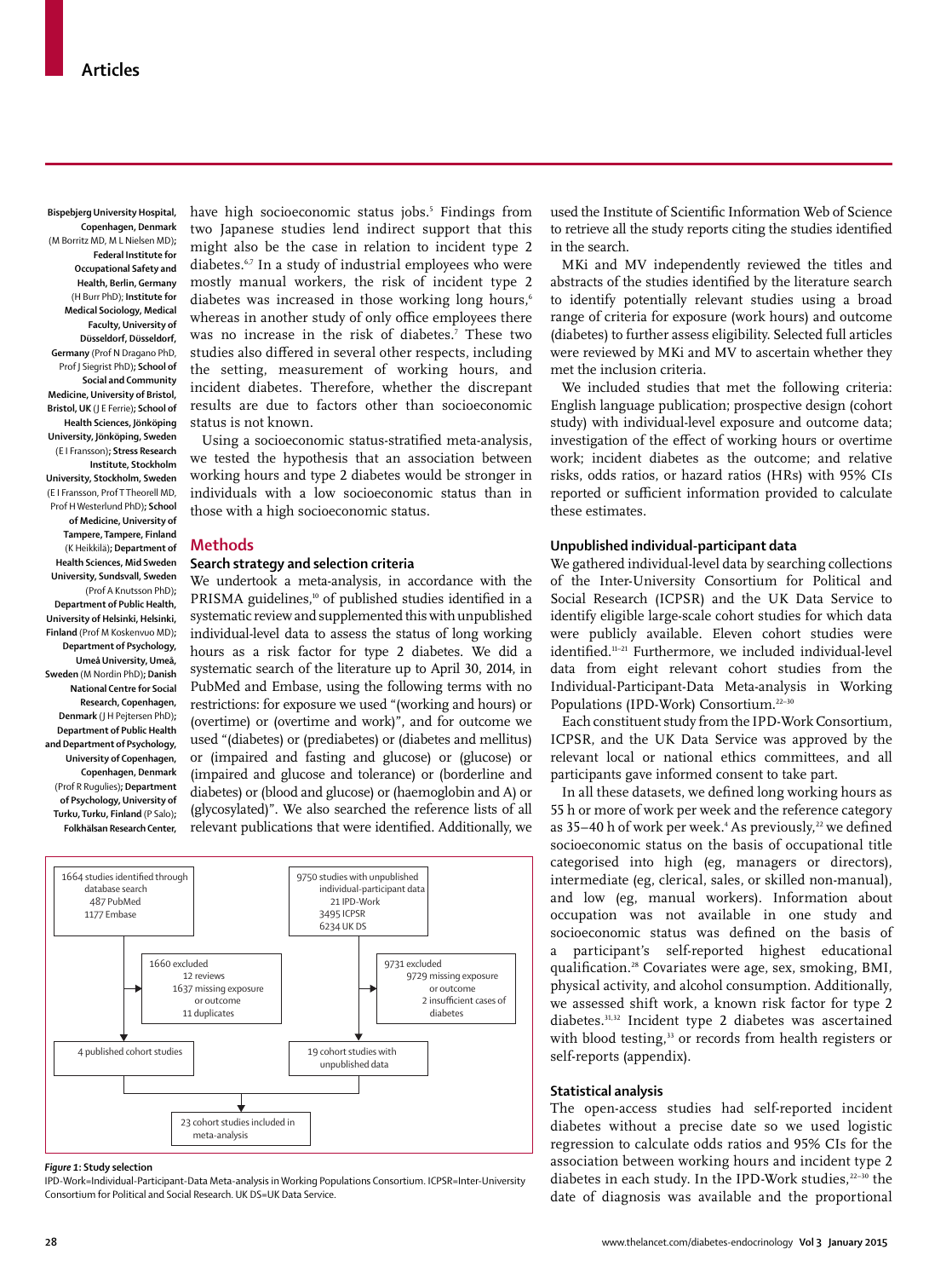Bispebjerg University Hospital, Copenhagen, Denmark (M Borritz MD, M L Nielsen MD); Federal Institute for Occupational Safety and Health, Berlin, Germany (H Burr PhD); Institute for Medical Sociology, Medical Faculty, University of Düsseldorf, Düsseldorf, Germany (Prof N Dragano PhD, Prof J Siegrist PhD); School of Social and Community Medicine, University of Bristol, Bristol, UK (J E Ferrie); School of Health Sciences, Jönköping University, Jönköping, Sweden (E I Fransson); Stress Research Institute, Stockholm University, Stockholm, Sweden (E I Fransson, Prof T Theorell MD, Prof H Westerlund PhD); School of Medicine, University of Tampere, Tampere, Finland (K Heikkilä); Department of Health Sciences, Mid Sweden University, Sundsvall, Sweden (Prof A Knutsson PhD); Department of Public Health, University of Helsinki, Helsinki, Finland (Prof M Koskenvuo MD); Department of Psychology, Umeå University, Umeå, Sweden (M Nordin PhD); Danish National Centre for Social Research, Copenhagen, Denmark (J H Pejtersen PhD); Department of Public Health and Department of Psychology, University of Copenhagen, Copenhagen, Denmark (Prof R Rugulies); Department of Psychology, University of Turku, Turku, Finland (P Salo); Folkhälsan Research Center,

have high socioeconomic status jobs.[5] Findings from two Japanese studies lend indirect support that this might also be the case in relation to incident type 2 diabetes.[6,7] In a study of industrial employees who were mostly manual workers, the risk of incident type 2 diabetes was increased in those working long hours,[6] whereas in another study of only office employees there was no increase in the risk of diabetes.[7] These two studies also differed in several other respects, including the setting, measurement of working hours, and incident diabetes. Therefore, whether the discrepant results are due to factors other than socioeconomic status is not known.

Using a socioeconomic status-stratified meta-analysis, we tested the hypothesis that an association between working hours and type 2 diabetes would be stronger in individuals with a low socioeconomic status than in those with a high socioeconomic status.

## Methods

### Search strategy and selection criteria

We undertook a meta-analysis, in accordance with the PRISMA guidelines,[10] of published studies identified in a systematic review and supplemented this with unpublished individual-level data to assess the status of long working hours as a risk factor for type 2 diabetes. We did a systematic search of the literature up to April 30, 2014, in PubMed and Embase, using the following terms with no restrictions: for exposure we used "(working and hours) or (overtime) or (overtime and work)", and for outcome we used "(diabetes) or (prediabetes) or (diabetes and mellitus) or (impaired and fasting and glucose) or (glucose) or (impaired and glucose and tolerance) or (borderline and diabetes) or (blood and glucose) or (haemoglobin and A) or (glycosylated)". We also searched the reference lists of all relevant publications that were identified. Additionally, we used the Institute of Scientific Information Web of Science to retrieve all the study reports citing the studies identified in the search.

MKi and MV independently reviewed the titles and abstracts of the studies identified by the literature search to identify potentially relevant studies using a broad range of criteria for exposure (work hours) and outcome (diabetes) to further assess eligibility. Selected full articles were reviewed by MKi and MV to ascertain whether they met the inclusion criteria.

We included studies that met the following criteria: English language publication; prospective design (cohort study) with individual-level exposure and outcome data; investigation of the effect of working hours or overtime work; incident diabetes as the outcome; and relative risks, odds ratios, or hazard ratios (HRs) with 95% CIs reported or sufficient information provided to calculate these estimates.

```
1664 studies identified through database search          9750 studies with unpublished individual-participant data
    487 PubMed                                                 21 IPD-Work
    1177 Embase                                                3495 ICPSR
                                                               6234 UK DS
        |                                                          |
        |--> 1660 excluded                                         |--> 9731 excluded
        |       12 reviews                                         |       9729 missing exposure or outcome
        |       1637 missing exposure or outcome                   |       2 insufficient cases of diabetes
        |       11 duplicates                                      |
        v                                                          v
4 published cohort studies                               19 cohort studies with unpublished data
        |                                                          |
        +----------------------------+-----------------------------+
                                     v
                 23 cohort studies included in meta-analysis
```

*Figure 1:* **Study selection**
IPD-Work=Individual-Participant-Data Meta-analysis in Working Populations Consortium. ICPSR=Inter-University Consortium for Political and Social Research. UK DS=UK Data Service.

### Unpublished individual-participant data

We gathered individual-level data by searching collections of the Inter-University Consortium for Political and Social Research (ICPSR) and the UK Data Service to identify eligible large-scale cohort studies for which data were publicly available. Eleven cohort studies were identified.[11–21] Furthermore, we included individual-level data from eight relevant cohort studies from the Individual-Participant-Data Meta-analysis in Working Populations (IPD-Work) Consortium.[22–30]

Each constituent study from the IPD-Work Consortium, ICPSR, and the UK Data Service was approved by the relevant local or national ethics committees, and all participants gave informed consent to take part.

In all these datasets, we defined long working hours as 55 h or more of work per week and the reference category as 35–40 h of work per week.[4] As previously,[22] we defined socioeconomic status on the basis of occupational title categorised into high (eg, managers or directors), intermediate (eg, clerical, sales, or skilled non-manual), and low (eg, manual workers). Information about occupation was not available in one study and socioeconomic status was defined on the basis of a participant's self-reported highest educational qualification.[28] Covariates were age, sex, smoking, BMI, physical activity, and alcohol consumption. Additionally, we assessed shift work, a known risk factor for type 2 diabetes.[31,32] Incident type 2 diabetes was ascertained with blood testing,[33] or records from health registers or self-reports (appendix).

### Statistical analysis

The open-access studies had self-reported incident diabetes without a precise date so we used logistic regression to calculate odds ratios and 95% CIs for the association between working hours and incident type 2 diabetes in each study. In the IPD-Work studies,[22–30] the date of diagnosis was available and the proportional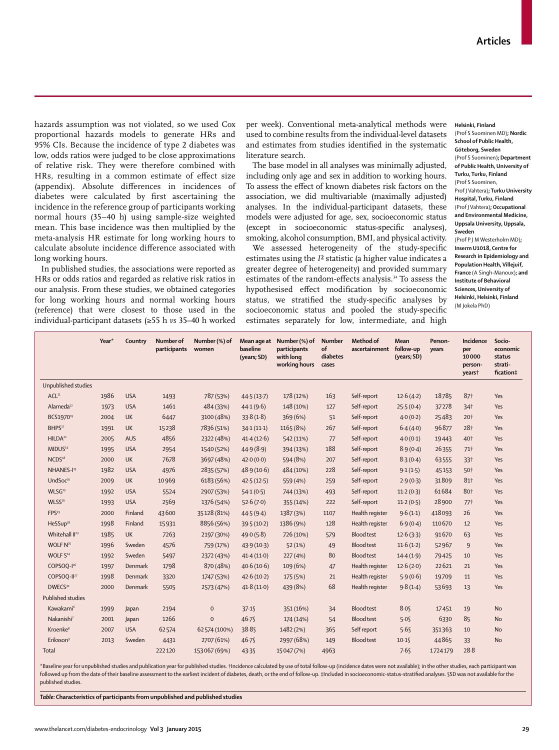hazards assumption was not violated, so we used Cox proportional hazards models to generate HRs and 95% CIs. Because the incidence of type 2 diabetes was low, odds ratios were judged to be close approximations of relative risk. They were therefore combined with HRs, resulting in a common estimate of effect size (appendix). Absolute differences in incidences of diabetes were calculated by first ascertaining the incidence in the reference group of participants working normal hours (35–40 h) using sample-size weighted mean. This base incidence was then multiplied by the meta-analysis HR estimate for long working hours to calculate absolute incidence difference associated with long working hours.

In published studies, the associations were reported as HRs or odds ratios and regarded as relative risk ratios in our analysis. From these studies, we obtained categories for long working hours and normal working hours (reference) that were closest to those used in the individual-participant datasets (≥55 h *vs* 35–40 h worked per week). Conventional meta-analytical methods were used to combine results from the individual-level datasets and estimates from studies identified in the systematic literature search.

The base model in all analyses was minimally adjusted, including only age and sex in addition to working hours. To assess the effect of known diabetes risk factors on the association, we did multivariable (maximally adjusted) analyses. In the individual-participant datasets, these models were adjusted for age, sex, socioeconomic status (except in socioeconomic status-specific analyses), smoking, alcohol consumption, BMI, and physical activity.

We assessed heterogeneity of the study-specific estimates using the $I^2$ statistic (a higher value indicates a greater degree of heterogeneity) and provided summary estimates of the random-effects analysis.[34] To assess the hypothesised effect modification by socioeconomic status, we stratified the study-specific analyses by socioeconomic status and pooled the study-specific estimates separately for low, intermediate, and high

**Helsinki, Finland** (Prof S Suominen MD)**; Nordic School of Public Health, Göteborg, Sweden** (Prof S Suominen)**; Department of Public Health, University of Turku, Turku, Finland** (Prof S Suominen, Prof J Vahtera)**; Turku University Hospital, Turku, Finland** (Prof J Vahtera)**; Occupational and Environmental Medicine, Uppsala University, Uppsala, Sweden** (Prof P J M Westerholm MD)**; Inserm U1018, Centre for Research in Epidemiology and Population Health, Villejuif, France** (A Singh-Manoux)**; and Institute of Behavioral Sciences, University of Helsinki, Helsinki, Finland** (M Jokela PhD)

| | Year* | Country | Number of participants | Number (%) of women | Mean age at baseline (years; SD) | Number (%) of participants with long working hours | Number of diabetes cases | Method of ascertainment | Mean follow-up (years; SD) | Person-years | Incidence per 10 000 person-years† | Socio-economic status strati-fication‡ |
|---|---|---|---|---|---|---|---|---|---|---|---|---|
| Unpublished studies | | | | | | | | | | | | |
| ACL[11] | 1986 | USA | 1493 | 787 (53%) | 44·5 (13·7) | 178 (12%) | 163 | Self-report | 12·6 (4·2) | 18785 | 87† | Yes |
| Alameda[12] | 1973 | USA | 1461 | 484 (33%) | 44·1 (9·6) | 148 (10%) | 127 | Self-report | 25·5 (0·4) | 37278 | 34† | Yes |
| BCS1970[19] | 2004 | UK | 6447 | 3100 (48%) | 33·8 (1·8) | 369 (6%) | 51 | Self-report | 4·0 (0·2) | 25483 | 20† | Yes |
| BHPS[17] | 1991 | UK | 15238 | 7836 (51%) | 34·1 (11·1) | 1165 (8%) | 267 | Self-report | 6·4 (4·0) | 96877 | 28† | Yes |
| HILDA[21] | 2005 | AUS | 4856 | 2322 (48%) | 41·4 (12·6) | 542 (11%) | 77 | Self-report | 4·0 (0·1) | 19443 | 40† | Yes |
| MIDUS[14] | 1995 | USA | 2954 | 1540 (52%) | 44·9 (8·9) | 394 (13%) | 188 | Self-report | 8·9 (0·4) | 26355 | 71† | Yes |
| NCDS[18] | 2000 | UK | 7678 | 3697 (48%) | 42·0 (0·0) | 594 (8%) | 207 | Self-report | 8·3 (0·4) | 63555 | 33† | Yes |
| NHANES-I[13] | 1982 | USA | 4976 | 2835 (57%) | 48·9 (10·6) | 484 (10%) | 228 | Self-report | 9·1 (1·5) | 45153 | 50† | Yes |
| UndSoc[20] | 2009 | UK | 10969 | 6183 (56%) | 42·5 (12·5) | 559 (4%) | 259 | Self-report | 2·9 (0·3) | 31809 | 81† | Yes |
| WLSG[15] | 1992 | USA | 5524 | 2907 (53%) | 54·1 (0·5) | 744 (13%) | 493 | Self-report | 11·2 (0·3) | 61684 | 80† | Yes |
| WLSS[16] | 1993 | USA | 2569 | 1376 (54%) | 52·6 (7·0) | 355 (14%) | 222 | Self-report | 11·2 (0·5) | 28900 | 77† | Yes |
| FPS[29] | 2000 | Finland | 43600 | 35128 (81%) | 44·5 (9·4) | 1387 (3%) | 1107 | Health register | 9·6 (1·1) | 418093 | 26 | Yes |
| HeSSup[28] | 1998 | Finland | 15931 | 8856 (56%) | 39·5 (10·2) | 1386 (9%) | 128 | Health register | 6·9 (0·4) | 110670 | 12 | Yes |
| Whitehall II[23] | 1985 | UK | 7263 | 2197 (30%) | 49·0 (5·8) | 726 (10%) | 579 | Blood test | 12·6 (3·3) | 91670 | 63 | Yes |
| WOLF N[25] | 1996 | Sweden | 4576 | 759 (17%) | 43·9 (10·3) | 52 (1%) | 49 | Blood test | 11·6 (1·2) | 52967 | 9 | Yes |
| WOLF S[24] | 1992 | Sweden | 5497 | 2372 (43%) | 41·4 (11·0) | 227 (4%) | 80 | Blood test | 14·4 (1·9) | 79425 | 10 | Yes |
| COPSOQ-I[26] | 1997 | Denmark | 1798 | 870 (48%) | 40·6 (10·6) | 109 (6%) | 47 | Health register | 12·6 (2·0) | 22621 | 21 | Yes |
| COPSOQ-II[27] | 1998 | Denmark | 3320 | 1747 (53%) | 42·6 (10·2) | 175 (5%) | 21 | Health register | 5·9 (0·6) | 19709 | 11 | Yes |
| DWECS[30] | 2000 | Denmark | 5505 | 2573 (47%) | 41·8 (11·0) | 439 (8%) | 68 | Health register | 9·8 (1·4) | 53693 | 13 | Yes |
| Published studies | | | | | | | | | | | | |
| Kawakami[6] | 1999 | Japan | 2194 | 0 | 37·1§ | 351 (16%) | 34 | Blood test | 8·0§ | 17451 | 19 | No |
| Nakanishi[7] | 2001 | Japan | 1266 | 0 | 46·7§ | 174 (14%) | 54 | Blood test | 5·0§ | 6330 | 85 | No |
| Kroenke[8] | 2007 | USA | 62574 | 62574 (100%) | 38·8§ | 1482 (2%) | 365 | Self report | 5·6§ | 351363 | 10 | No |
| Eriksson[9] | 2013 | Sweden | 4431 | 2707 (61%) | 46·7§ | 2997 (68%) | 149 | Blood test | 10·1§ | 44865 | 33 | No |
| Total | | | 222120 | 153067 (69%) | 43·3§ | 15047 (7%) | 4963 | | 7·6§ | 1724179 | 28·8 | |

*Baseline year for unpublished studies and publication year for published studies. †Incidence calculated by use of total follow-up (incidence dates were not available); in the other studies, each participant was followed up from the date of their baseline assessment to the earliest incident of diabetes, death, or the end of follow-up. ‡Included in socioeconomic-status-stratified analyses. §SD was not available for the published studies.

***Table:*** **Characteristics of participants from unpublished and published studies**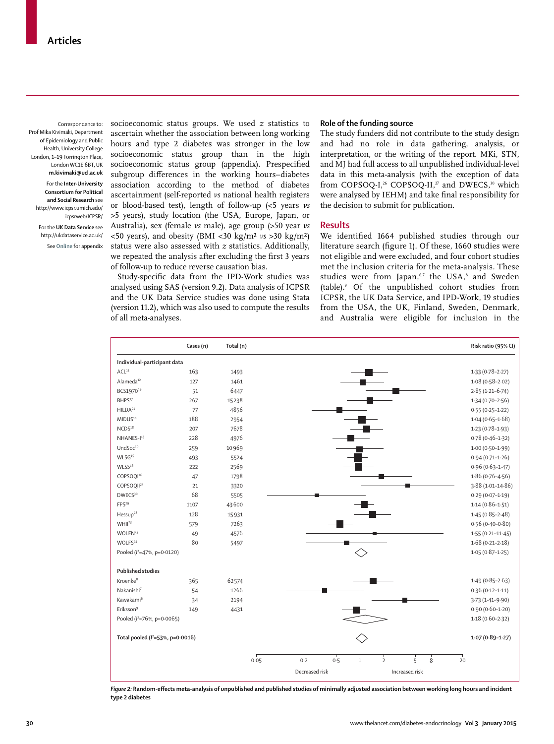socioeconomic status groups. We used *z* statistics to ascertain whether the association between long working hours and type 2 diabetes was stronger in the low socioeconomic status group than in the high socioeconomic status group (appendix). Prespecified subgroup differences in the working hours–diabetes association according to the method of diabetes ascertainment (self-reported *vs* national health registers or blood-based test), length of follow-up (<5 years *vs* >5 years), study location (the USA, Europe, Japan, or Australia), sex (female *vs* male), age group (>50 year *vs* <50 years), and obesity (BMI <30 kg/m² *vs* >30 kg/m²) status were also assessed with *z* statistics. Additionally, we repeated the analysis after excluding the first 3 years of follow-up to reduce reverse causation bias.

Study-specific data from the IPD-Work studies was analysed using SAS (version 9.2). Data analysis of ICPSR and the UK Data Service studies was done using Stata (version 11.2), which was also used to compute the results of all meta-analyses.

Correspondence to: Prof Mika Kivimäki, Department of Epidemiology and Public Health, University College London, 1–19 Torrington Place, London WC1E 6BT, UK **m.kivimaki@ucl.ac.uk**

For the **Inter-University Consortium for Political and Social Research** see http://www.icpsr.umich.edu/icpsrweb/ICPSR/

For the **UK Data Service** see http://ukdataservice.ac.uk/

See **Online** for appendix

## Role of the funding source

The study funders did not contribute to the study design and had no role in data gathering, analysis, or interpretation, or the writing of the report. MKi, STN, and MJ had full access to all unpublished individual-level data in this meta-analysis (with the exception of data from COPSOQ-I,[26] COPSOQ-II,[27] and DWECS,[30] which were analysed by IEHM) and take final responsibility for the decision to submit for publication.

## Results

We identified 1664 published studies through our literature search (figure 1). Of these, 1660 studies were not eligible and were excluded, and four cohort studies met the inclusion criteria for the meta-analysis. These studies were from Japan,[6,7] the USA,[8] and Sweden (table).[9] Of the unpublished cohort studies from ICPSR, the UK Data Service, and IPD-Work, 19 studies from the USA, the UK, Finland, Sweden, Denmark, and Australia were eligible for inclusion in the

| | Cases (n) | Total (n) | Risk ratio (95% CI) |
|---|---|---|---|
| **Individual-participant data** | | | |
| ACL[11] | 163 | 1493 | 1·33 (0·78–2·27) |
| Alameda[12] | 127 | 1461 | 1·08 (0·58–2·02) |
| BCS1970[19] | 51 | 6447 | 2·85 (1·21–6·74) |
| BHPS[17] | 267 | 15 238 | 1·34 (0·70–2·56) |
| HILDA[21] | 77 | 4856 | 0·55 (0·25–1·22) |
| MIDUS[14] | 188 | 2954 | 1·04 (0·65–1·68) |
| NCDS[18] | 207 | 7678 | 1·23 (0·78–1·93) |
| NHANES-I[13] | 228 | 4976 | 0·78 (0·46–1·32) |
| UndSoc[20] | 259 | 10 969 | 1·00 (0·50–1·99) |
| WLSG[15] | 493 | 5524 | 0·94 (0·71–1·26) |
| WLSS[16] | 222 | 2569 | 0·96 (0·63–1·47) |
| COPSOQI[26] | 47 | 1798 | 1·86 (0·76–4·56) |
| COPSOQII[27] | 21 | 3320 | 3·88 (1·01–14·86) |
| DWECS[30] | 68 | 5505 | 0·29 (0·07–1·19) |
| FPS[29] | 1107 | 43 600 | 1·14 (0·86–1·51) |
| Hessup[28] | 128 | 15 931 | 1·45 (0·85–2·48) |
| WHII[23] | 579 | 7263 | 0·56 (0·40–0·80) |
| WOLFN[25] | 49 | 4576 | 1·55 (0·21–11·45) |
| WOLFS[24] | 80 | 5497 | 1·68 (0·21–2·18) |
| Pooled ($I^2$=47%, p=0·0120) | | | 1·05 (0·87–1·25) |
| **Published studies** | | | |
| Kroenke[8] | 365 | 62 574 | 1·49 (0·85–2·63) |
| Nakanishi[7] | 54 | 1266 | 0·36 (0·12–1·11) |
| Kawakami[6] | 34 | 2194 | 3·73 (1·41–9·90) |
| Eriksson[9] | 149 | 4431 | 0·90 (0·60–1·20) |
| Pooled ($I^2$=76%, p=0·0065) | | | 1·18 (0·60–2·32) |
| **Total pooled ($I^2$=53%, p=0·0016)** | | | **1·07 (0·89–1·27)** |

*Figure 2:* **Random-effects meta-analysis of unpublished and published studies of minimally adjusted association between working long hours and incident type 2 diabetes**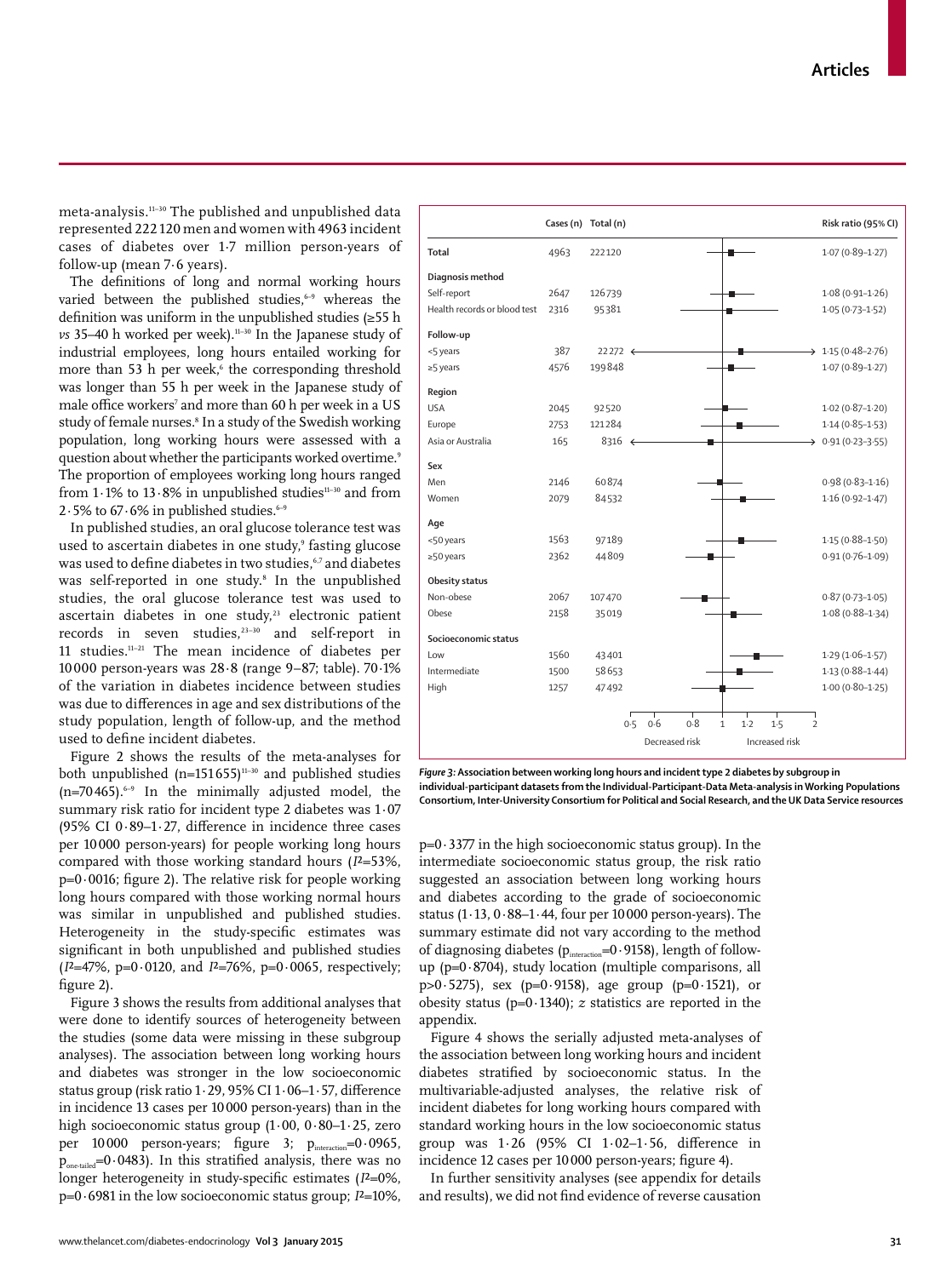meta-analysis.[11–30] The published and unpublished data represented 222 120 men and women with 4963 incident cases of diabetes over 1·7 million person-years of follow-up (mean 7·6 years).

The definitions of long and normal working hours varied between the published studies,[6–9] whereas the definition was uniform in the unpublished studies (≥55 h *vs* 35–40 h worked per week).[11–30] In the Japanese study of industrial employees, long hours entailed working for more than 53 h per week,[6] the corresponding threshold was longer than 55 h per week in the Japanese study of male office workers[7] and more than 60 h per week in a US study of female nurses.[8] In a study of the Swedish working population, long working hours were assessed with a question about whether the participants worked overtime.[9] The proportion of employees working long hours ranged from 1·1% to 13·8% in unpublished studies[11–30] and from 2·5% to 67·6% in published studies.[6–9]

In published studies, an oral glucose tolerance test was used to ascertain diabetes in one study,[9] fasting glucose was used to define diabetes in two studies,[6,7] and diabetes was self-reported in one study.[8] In the unpublished studies, the oral glucose tolerance test was used to ascertain diabetes in one study,[23] electronic patient records in seven studies,[23–30] and self-report in 11 studies.[11–21] The mean incidence of diabetes per 10 000 person-years was 28·8 (range 9–87; table). 70·1% of the variation in diabetes incidence between studies was due to differences in age and sex distributions of the study population, length of follow-up, and the method used to define incident diabetes.

Figure 2 shows the results of the meta-analyses for both unpublished (n=151 655)[11–30] and published studies (n=70 465).[6–9] In the minimally adjusted model, the summary risk ratio for incident type 2 diabetes was 1·07 (95% CI 0·89–1·27, difference in incidence three cases per 10 000 person-years) for people working long hours compared with those working standard hours ($I^2$=53%, p=0·0016; figure 2). The relative risk for people working long hours compared with those working normal hours was similar in unpublished and published studies. Heterogeneity in the study-specific estimates was significant in both unpublished and published studies ($I^2$=47%, p=0·0120, and $I^2$=76%, p=0·0065, respectively; figure 2).

Figure 3 shows the results from additional analyses that were done to identify sources of heterogeneity between the studies (some data were missing in these subgroup analyses). The association between long working hours and diabetes was stronger in the low socioeconomic status group (risk ratio 1·29, 95% CI 1·06–1·57, difference in incidence 13 cases per 10 000 person-years) than in the high socioeconomic status group (1·00, 0·80–1·25, zero per 10 000 person-years; figure 3; $p_{interaction}$=0·0965, $p_{one\text{-}tailed}$=0·0483). In this stratified analysis, there was no longer heterogeneity in study-specific estimates ($I^2$=0%, p=0·6981 in the low socioeconomic status group; $I^2$=10%, p=0·3377 in the high socioeconomic status group). In the intermediate socioeconomic status group, the risk ratio suggested an association between long working hours and diabetes according to the grade of socioeconomic status (1·13, 0·88–1·44, four per 10 000 person-years). The summary estimate did not vary according to the method of diagnosing diabetes ($p_{interaction}$=0·9158), length of follow-up (p=0·8704), study location (multiple comparisons, all p>0·5275), sex (p=0·9158), age group (p=0·1521), or obesity status (p=0·1340); *z* statistics are reported in the appendix.

Figure 4 shows the serially adjusted meta-analyses of the association between long working hours and incident diabetes stratified by socioeconomic status. In the multivariable-adjusted analyses, the relative risk of incident diabetes for long working hours compared with standard working hours in the low socioeconomic status group was 1·26 (95% CI 1·02–1·56, difference in incidence 12 cases per 10 000 person-years; figure 4).

In further sensitivity analyses (see appendix for details and results), we did not find evidence of reverse causation

| | Cases (n) | Total (n) | Risk ratio (95% CI) |
|---|---|---|---|
| **Total** | 4963 | 222 120 | 1·07 (0·89–1·27) |
| **Diagnosis method** | | | |
| Self-report | 2647 | 126 739 | 1·08 (0·91–1·26) |
| Health records or blood test | 2316 | 95 381 | 1·05 (0·73–1·52) |
| **Follow-up** | | | |
| <5 years | 387 | 22 272 | 1·15 (0·48–2·76) |
| ≥5 years | 4576 | 199 848 | 1·07 (0·89–1·27) |
| **Region** | | | |
| USA | 2045 | 92 520 | 1·02 (0·87–1·20) |
| Europe | 2753 | 121 284 | 1·14 (0·85–1·53) |
| Asia or Australia | 165 | 8316 | 0·91 (0·23–3·55) |
| **Sex** | | | |
| Men | 2146 | 60 874 | 0·98 (0·83–1·16) |
| Women | 2079 | 84 532 | 1·16 (0·92–1·47) |
| **Age** | | | |
| <50 years | 1563 | 97 189 | 1·15 (0·88–1·50) |
| ≥50 years | 2362 | 44 809 | 0·91 (0·76–1·09) |
| **Obesity status** | | | |
| Non-obese | 2067 | 107 470 | 0·87 (0·73–1·05) |
| Obese | 2158 | 35 019 | 1·08 (0·88–1·34) |
| **Socioeconomic status** | | | |
| Low | 1560 | 43 401 | 1·29 (1·06–1·57) |
| Intermediate | 1500 | 58 653 | 1·13 (0·88–1·44) |
| High | 1257 | 47 492 | 1·00 (0·80–1·25) |

Axis: 0·5, 0·6, 0·8, 1, 1·2, 1·5, 2 — Decreased risk / Increased risk

***Figure 3:* Association between working long hours and incident type 2 diabetes by subgroup in individual-participant datasets from the Individual-Participant-Data Meta-analysis in Working Populations Consortium, Inter-University Consortium for Political and Social Research, and the UK Data Service resources**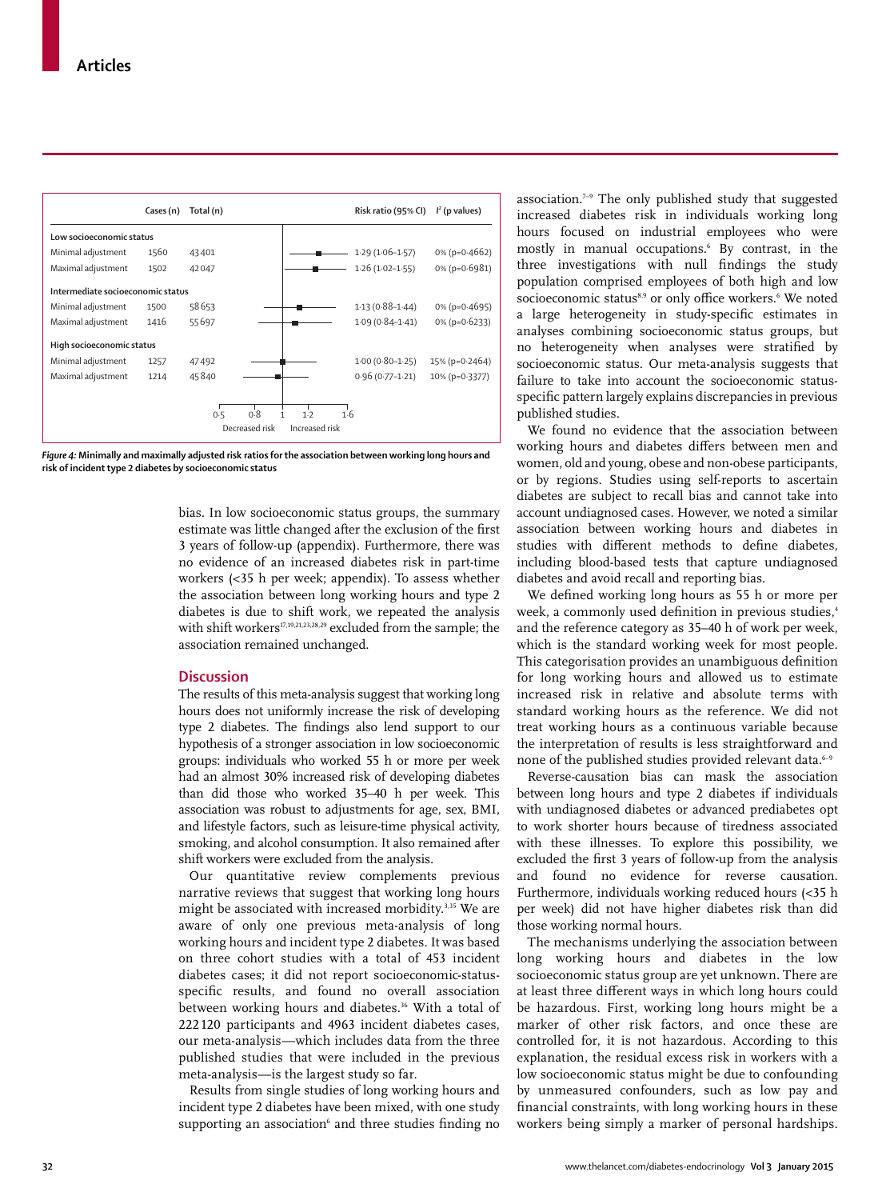| | Cases (n) | Total (n) | Risk ratio (95% CI) | $I^2$ (p values) |
|---|---|---|---|---|
| **Low socioeconomic status** | | | | |
| Minimal adjustment | 1560 | 43 401 | 1·29 (1·06–1·57) | 0% (p=0·4662) |
| Maximal adjustment | 1502 | 42 047 | 1·26 (1·02–1·55) | 0% (p=0·6981) |
| **Intermediate socioeconomic status** | | | | |
| Minimal adjustment | 1500 | 58 653 | 1·13 (0·88–1·44) | 0% (p=0·4695) |
| Maximal adjustment | 1416 | 55 697 | 1·09 (0·84–1·41) | 0% (p=0·6233) |
| **High socioeconomic status** | | | | |
| Minimal adjustment | 1257 | 47 492 | 1·00 (0·80–1·25) | 15% (p=0·2464) |
| Maximal adjustment | 1214 | 45 840 | 0·96 (0·77–1·21) | 10% (p=0·3377) |

*Figure 4:* **Minimally and maximally adjusted risk ratios for the association between working long hours and risk of incident type 2 diabetes by socioeconomic status**

bias. In low socioeconomic status groups, the summary estimate was little changed after the exclusion of the first 3 years of follow-up (appendix). Furthermore, there was no evidence of an increased diabetes risk in part-time workers (<35 h per week; appendix). To assess whether the association between long working hours and type 2 diabetes is due to shift work, we repeated the analysis with shift workers[17,19,21,23,28,29] excluded from the sample; the association remained unchanged.

## Discussion

The results of this meta-analysis suggest that working long hours does not uniformly increase the risk of developing type 2 diabetes. The findings also lend support to our hypothesis of a stronger association in low socioeconomic groups: individuals who worked 55 h or more per week had an almost 30% increased risk of developing diabetes than did those who worked 35–40 h per week. This association was robust to adjustments for age, sex, BMI, and lifestyle factors, such as leisure-time physical activity, smoking, and alcohol consumption. It also remained after shift workers were excluded from the analysis.

Our quantitative review complements previous narrative reviews that suggest that working long hours might be associated with increased morbidity.[3,35] We are aware of only one previous meta-analysis of long working hours and incident type 2 diabetes. It was based on three cohort studies with a total of 453 incident diabetes cases; it did not report socioeconomic-status-specific results, and found no overall association between working hours and diabetes.[36] With a total of 222 120 participants and 4963 incident diabetes cases, our meta-analysis—which includes data from the three published studies that were included in the previous meta-analysis—is the largest study so far.

Results from single studies of long working hours and incident type 2 diabetes have been mixed, with one study supporting an association[6] and three studies finding no association.[7–9] The only published study that suggested increased diabetes risk in individuals working long hours focused on industrial employees who were mostly in manual occupations.[6] By contrast, in the three investigations with null findings the study population comprised employees of both high and low socioeconomic status[8,9] or only office workers.[6] We noted a large heterogeneity in study-specific estimates in analyses combining socioeconomic status groups, but no heterogeneity when analyses were stratified by socioeconomic status. Our meta-analysis suggests that failure to take into account the socioeconomic status-specific pattern largely explains discrepancies in previous published studies.

We found no evidence that the association between working hours and diabetes differs between men and women, old and young, obese and non-obese participants, or by regions. Studies using self-reports to ascertain diabetes are subject to recall bias and cannot take into account undiagnosed cases. However, we noted a similar association between working hours and diabetes in studies with different methods to define diabetes, including blood-based tests that capture undiagnosed diabetes and avoid recall and reporting bias.

We defined working long hours as 55 h or more per week, a commonly used definition in previous studies,[4] and the reference category as 35–40 h of work per week, which is the standard working week for most people. This categorisation provides an unambiguous definition for long working hours and allowed us to estimate increased risk in relative and absolute terms with standard working hours as the reference. We did not treat working hours as a continuous variable because the interpretation of results is less straightforward and none of the published studies provided relevant data.[6–9]

Reverse-causation bias can mask the association between long hours and type 2 diabetes if individuals with undiagnosed diabetes or advanced prediabetes opt to work shorter hours because of tiredness associated with these illnesses. To explore this possibility, we excluded the first 3 years of follow-up from the analysis and found no evidence for reverse causation. Furthermore, individuals working reduced hours (<35 h per week) did not have higher diabetes risk than did those working normal hours.

The mechanisms underlying the association between long working hours and diabetes in the low socioeconomic status group are yet unknown. There are at least three different ways in which long hours could be hazardous. First, working long hours might be a marker of other risk factors, and once these are controlled for, it is not hazardous. According to this explanation, the residual excess risk in workers with a low socioeconomic status might be due to confounding by unmeasured confounders, such as low pay and financial constraints, with long working hours in these workers being simply a marker of personal hardships.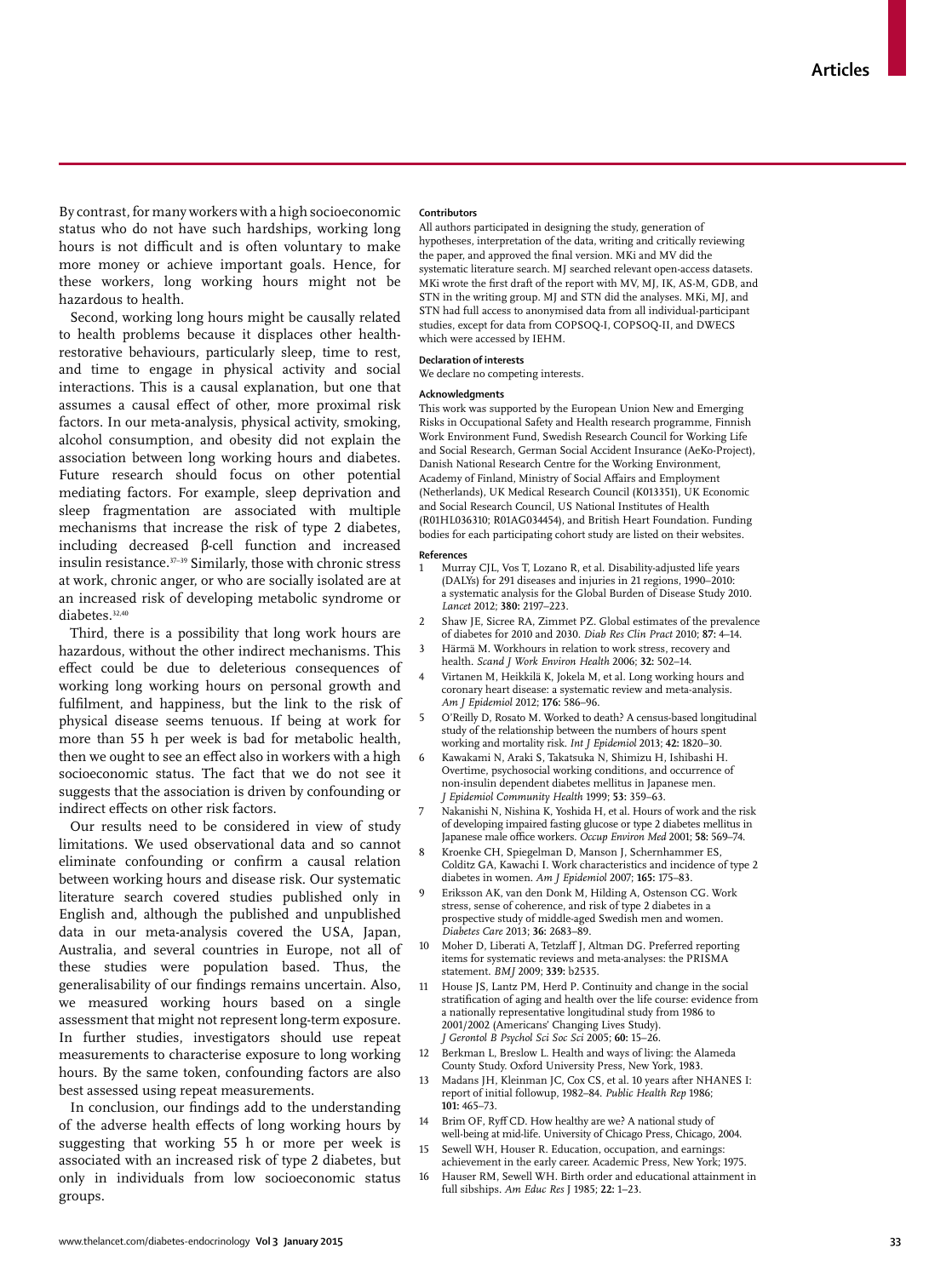By contrast, for many workers with a high socioeconomic status who do not have such hardships, working long hours is not difficult and is often voluntary to make more money or achieve important goals. Hence, for these workers, long working hours might not be hazardous to health.

Second, working long hours might be causally related to health problems because it displaces other health-restorative behaviours, particularly sleep, time to rest, and time to engage in physical activity and social interactions. This is a causal explanation, but one that assumes a causal effect of other, more proximal risk factors. In our meta-analysis, physical activity, smoking, alcohol consumption, and obesity did not explain the association between long working hours and diabetes. Future research should focus on other potential mediating factors. For example, sleep deprivation and sleep fragmentation are associated with multiple mechanisms that increase the risk of type 2 diabetes, including decreased β-cell function and increased insulin resistance.[37–39] Similarly, those with chronic stress at work, chronic anger, or who are socially isolated are at an increased risk of developing metabolic syndrome or diabetes.[32,40]

Third, there is a possibility that long work hours are hazardous, without the other indirect mechanisms. This effect could be due to deleterious consequences of working long working hours on personal growth and fulfilment, and happiness, but the link to the risk of physical disease seems tenuous. If being at work for more than 55 h per week is bad for metabolic health, then we ought to see an effect also in workers with a high socioeconomic status. The fact that we do not see it suggests that the association is driven by confounding or indirect effects on other risk factors.

Our results need to be considered in view of study limitations. We used observational data and so cannot eliminate confounding or confirm a causal relation between working hours and disease risk. Our systematic literature search covered studies published only in English and, although the published and unpublished data in our meta-analysis covered the USA, Japan, Australia, and several countries in Europe, not all of these studies were population based. Thus, the generalisability of our findings remains uncertain. Also, we measured working hours based on a single assessment that might not represent long-term exposure. In further studies, investigators should use repeat measurements to characterise exposure to long working hours. By the same token, confounding factors are also best assessed using repeat measurements.

In conclusion, our findings add to the understanding of the adverse health effects of long working hours by suggesting that working 55 h or more per week is associated with an increased risk of type 2 diabetes, but only in individuals from low socioeconomic status groups.

#### Contributors

All authors participated in designing the study, generation of hypotheses, interpretation of the data, writing and critically reviewing the paper, and approved the final version. MKi and MV did the systematic literature search. MJ searched relevant open-access datasets. MKi wrote the first draft of the report with MV, MJ, IK, AS-M, GDB, and STN in the writing group. MJ and STN did the analyses. MKi, MJ, and STN had full access to anonymised data from all individual-participant studies, except for data from COPSOQ-I, COPSOQ-II, and DWECS which were accessed by IEHM.

#### Declaration of interests

We declare no competing interests.

#### Acknowledgments

This work was supported by the European Union New and Emerging Risks in Occupational Safety and Health research programme, Finnish Work Environment Fund, Swedish Research Council for Working Life and Social Research, German Social Accident Insurance (AeKo-Project), Danish National Research Centre for the Working Environment, Academy of Finland, Ministry of Social Affairs and Employment (Netherlands), UK Medical Research Council (K013351), UK Economic and Social Research Council, US National Institutes of Health (R01HL036310; R01AG034454), and British Heart Foundation. Funding bodies for each participating cohort study are listed on their websites.

#### References

1. Murray CJL, Vos T, Lozano R, et al. Disability-adjusted life years (DALYs) for 291 diseases and injuries in 21 regions, 1990–2010: a systematic analysis for the Global Burden of Disease Study 2010. *Lancet* 2012; **380:** 2197–223.
2. Shaw JE, Sicree RA, Zimmet PZ. Global estimates of the prevalence of diabetes for 2010 and 2030. *Diab Res Clin Pract* 2010; **87:** 4–14.
3. Härmä M. Workhours in relation to work stress, recovery and health. *Scand J Work Environ Health* 2006; **32:** 502–14.
4. Virtanen M, Heikkilä K, Jokela M, et al. Long working hours and coronary heart disease: a systematic review and meta-analysis. *Am J Epidemiol* 2012; **176:** 586–96.
5. O'Reilly D, Rosato M. Worked to death? A census-based longitudinal study of the relationship between the numbers of hours spent working and mortality risk. *Int J Epidemiol* 2013; **42:** 1820–30.
6. Kawakami N, Araki S, Takatsuka N, Shimizu H, Ishibashi H. Overtime, psychosocial working conditions, and occurrence of non-insulin dependent diabetes mellitus in Japanese men. *J Epidemiol Community Health* 1999; **53:** 359–63.
7. Nakanishi N, Nishina K, Yoshida H, et al. Hours of work and the risk of developing impaired fasting glucose or type 2 diabetes mellitus in Japanese male office workers. *Occup Environ Med* 2001; **58:** 569–74.
8. Kroenke CH, Spiegelman D, Manson J, Schernhammer ES, Colditz GA, Kawachi I. Work characteristics and incidence of type 2 diabetes in women. *Am J Epidemiol* 2007; **165:** 175–83.
9. Eriksson AK, van den Donk M, Hilding A, Ostenson CG. Work stress, sense of coherence, and risk of type 2 diabetes in a prospective study of middle-aged Swedish men and women. *Diabetes Care* 2013; **36:** 2683–89.
10. Moher D, Liberati A, Tetzlaff J, Altman DG. Preferred reporting items for systematic reviews and meta-analyses: the PRISMA statement. *BMJ* 2009; **339:** b2535.
11. House JS, Lantz PM, Herd P. Continuity and change in the social stratification of aging and health over the life course: evidence from a nationally representative longitudinal study from 1986 to 2001/2002 (Americans' Changing Lives Study). *J Gerontol B Psychol Sci Soc Sci* 2005; **60:** 15–26.
12. Berkman L, Breslow L. Health and ways of living: the Alameda County Study. Oxford University Press, New York, 1983.
13. Madans JH, Kleinman JC, Cox CS, et al. 10 years after NHANES I: report of initial followup, 1982–84. *Public Health Rep* 1986; **101:** 465–73.
14. Brim OF, Ryff CD. How healthy are we? A national study of well-being at mid-life. University of Chicago Press, Chicago, 2004.
15. Sewell WH, Houser R. Education, occupation, and earnings: achievement in the early career. Academic Press, New York; 1975.
16. Hauser RM, Sewell WH. Birth order and educational attainment in full sibships. *Am Educ Res* J 1985; **22:** 1–23.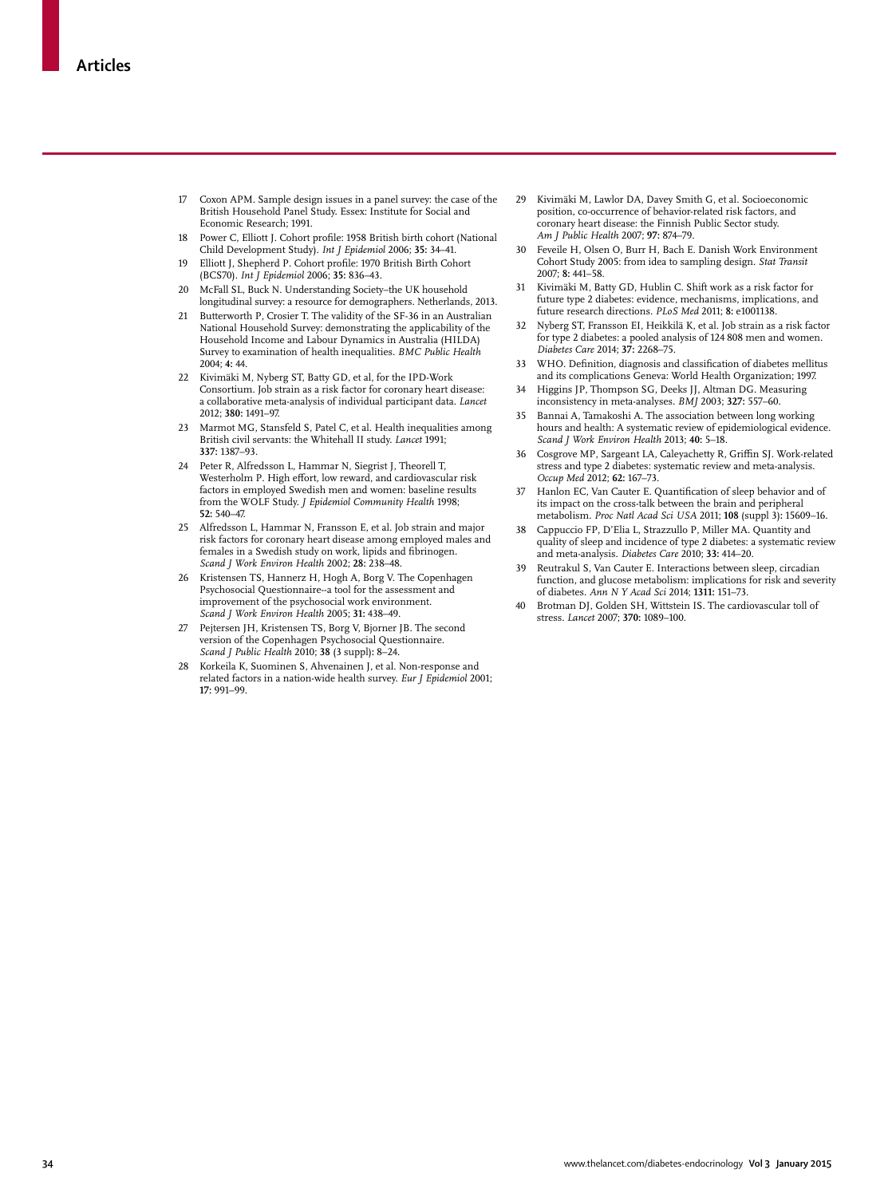17 Coxon APM. Sample design issues in a panel survey: the case of the British Household Panel Study. Essex: Institute for Social and Economic Research; 1991.

18 Power C, Elliott J. Cohort profile: 1958 British birth cohort (National Child Development Study). *Int J Epidemiol* 2006; **35:** 34–41.

19 Elliott J, Shepherd P. Cohort profile: 1970 British Birth Cohort (BCS70). *Int J Epidemiol* 2006; **35:** 836–43.

20 McFall SL, Buck N. Understanding Society–the UK household longitudinal survey: a resource for demographers. Netherlands, 2013.

21 Butterworth P, Crosier T. The validity of the SF-36 in an Australian National Household Survey: demonstrating the applicability of the Household Income and Labour Dynamics in Australia (HILDA) Survey to examination of health inequalities. *BMC Public Health* 2004; **4:** 44.

22 Kivimäki M, Nyberg ST, Batty GD, et al, for the IPD-Work Consortium. Job strain as a risk factor for coronary heart disease: a collaborative meta-analysis of individual participant data. *Lancet* 2012; **380:** 1491–97.

23 Marmot MG, Stansfeld S, Patel C, et al. Health inequalities among British civil servants: the Whitehall II study. *Lancet* 1991; **337:** 1387–93.

24 Peter R, Alfredsson L, Hammar N, Siegrist J, Theorell T, Westerholm P. High effort, low reward, and cardiovascular risk factors in employed Swedish men and women: baseline results from the WOLF Study. *J Epidemiol Community Health* 1998; **52:** 540–47.

25 Alfredsson L, Hammar N, Fransson E, et al. Job strain and major risk factors for coronary heart disease among employed males and females in a Swedish study on work, lipids and fibrinogen. *Scand J Work Environ Health* 2002; **28:** 238–48.

26 Kristensen TS, Hannerz H, Hogh A, Borg V. The Copenhagen Psychosocial Questionnaire--a tool for the assessment and improvement of the psychosocial work environment. *Scand J Work Environ Health* 2005; **31:** 438–49.

27 Pejtersen JH, Kristensen TS, Borg V, Bjorner JB. The second version of the Copenhagen Psychosocial Questionnaire. *Scand J Public Health* 2010; **38** (3 suppl): 8–24.

28 Korkeila K, Suominen S, Ahvenainen J, et al. Non-response and related factors in a nation-wide health survey. *Eur J Epidemiol* 2001; **17:** 991–99.

29 Kivimäki M, Lawlor DA, Davey Smith G, et al. Socioeconomic position, co-occurrence of behavior-related risk factors, and coronary heart disease: the Finnish Public Sector study. *Am J Public Health* 2007; **97:** 874–79.

30 Feveile H, Olsen O, Burr H, Bach E. Danish Work Environment Cohort Study 2005: from idea to sampling design. *Stat Transit* 2007; **8:** 441–58.

31 Kivimäki M, Batty GD, Hublin C. Shift work as a risk factor for future type 2 diabetes: evidence, mechanisms, implications, and future research directions. *PLoS Med* 2011; **8:** e1001138.

32 Nyberg ST, Fransson EI, Heikkilä K, et al. Job strain as a risk factor for type 2 diabetes: a pooled analysis of 124 808 men and women. *Diabetes Care* 2014; **37:** 2268–75.

33 WHO. Definition, diagnosis and classification of diabetes mellitus and its complications Geneva: World Health Organization; 1997.

34 Higgins JP, Thompson SG, Deeks JJ, Altman DG. Measuring inconsistency in meta-analyses. *BMJ* 2003; **327:** 557–60.

35 Bannai A, Tamakoshi A. The association between long working hours and health: A systematic review of epidemiological evidence. *Scand J Work Environ Health* 2013; **40:** 5–18.

36 Cosgrove MP, Sargeant LA, Caleyachetty R, Griffin SJ. Work-related stress and type 2 diabetes: systematic review and meta-analysis. *Occup Med* 2012; **62:** 167–73.

37 Hanlon EC, Van Cauter E. Quantification of sleep behavior and of its impact on the cross-talk between the brain and peripheral metabolism. *Proc Natl Acad Sci USA* 2011; **108** (suppl 3): 15609–16.

38 Cappuccio FP, D'Elia L, Strazzullo P, Miller MA. Quantity and quality of sleep and incidence of type 2 diabetes: a systematic review and meta-analysis. *Diabetes Care* 2010; **33:** 414–20.

39 Reutrakul S, Van Cauter E. Interactions between sleep, circadian function, and glucose metabolism: implications for risk and severity of diabetes. *Ann N Y Acad Sci* 2014; **1311:** 151–73.

40 Brotman DJ, Golden SH, Wittstein IS. The cardiovascular toll of stress. *Lancet* 2007; **370:** 1089–100.